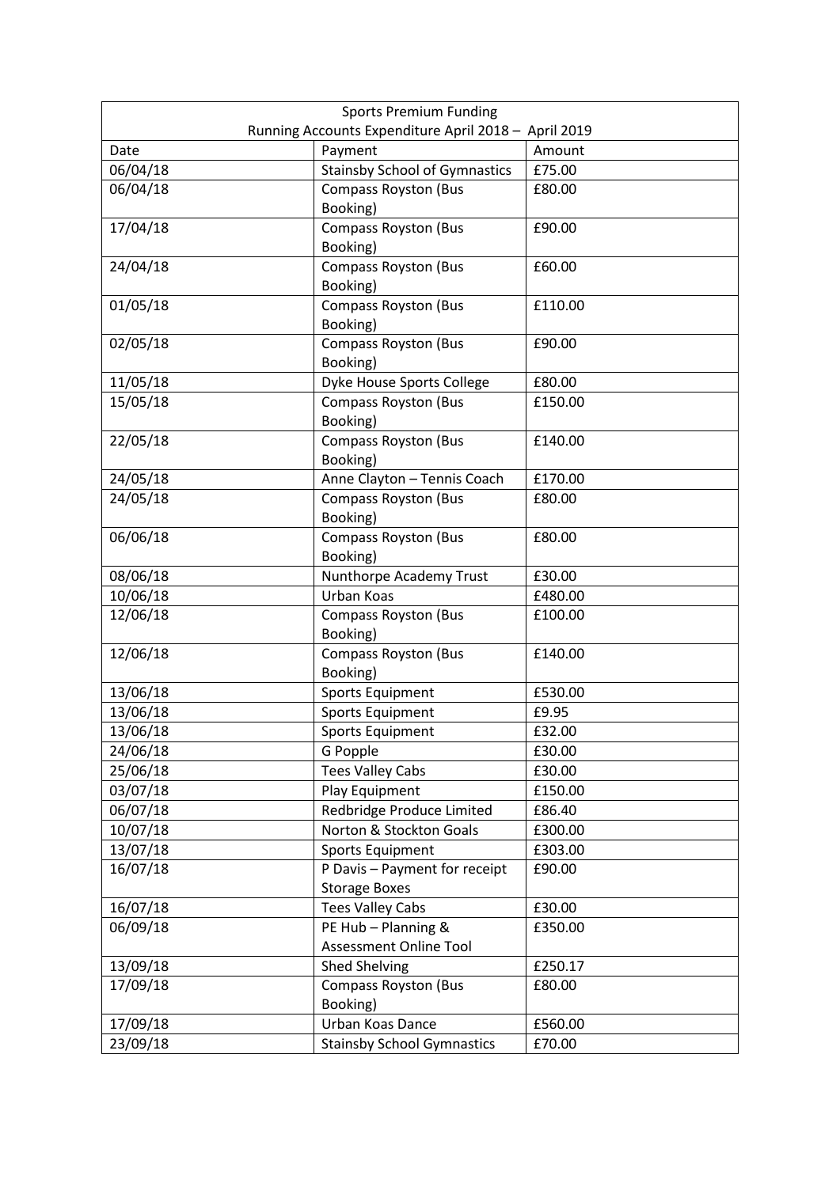| Sports Premium Funding<br>Running Accounts Expenditure April 2018 – April 2019 | | |
|---|---|---|
| Date | Payment | Amount |
| 06/04/18 | Stainsby School of Gymnastics | £75.00 |
| 06/04/18 | Compass Royston (Bus Booking) | £80.00 |
| 17/04/18 | Compass Royston (Bus Booking) | £90.00 |
| 24/04/18 | Compass Royston (Bus Booking) | £60.00 |
| 01/05/18 | Compass Royston (Bus Booking) | £110.00 |
| 02/05/18 | Compass Royston (Bus Booking) | £90.00 |
| 11/05/18 | Dyke House Sports College | £80.00 |
| 15/05/18 | Compass Royston (Bus Booking) | £150.00 |
| 22/05/18 | Compass Royston (Bus Booking) | £140.00 |
| 24/05/18 | Anne Clayton – Tennis Coach | £170.00 |
| 24/05/18 | Compass Royston (Bus Booking) | £80.00 |
| 06/06/18 | Compass Royston (Bus Booking) | £80.00 |
| 08/06/18 | Nunthorpe Academy Trust | £30.00 |
| 10/06/18 | Urban Koas | £480.00 |
| 12/06/18 | Compass Royston (Bus Booking) | £100.00 |
| 12/06/18 | Compass Royston (Bus Booking) | £140.00 |
| 13/06/18 | Sports Equipment | £530.00 |
| 13/06/18 | Sports Equipment | £9.95 |
| 13/06/18 | Sports Equipment | £32.00 |
| 24/06/18 | G Popple | £30.00 |
| 25/06/18 | Tees Valley Cabs | £30.00 |
| 03/07/18 | Play Equipment | £150.00 |
| 06/07/18 | Redbridge Produce Limited | £86.40 |
| 10/07/18 | Norton & Stockton Goals | £300.00 |
| 13/07/18 | Sports Equipment | £303.00 |
| 16/07/18 | P Davis – Payment for receipt Storage Boxes | £90.00 |
| 16/07/18 | Tees Valley Cabs | £30.00 |
| 06/09/18 | PE Hub – Planning & Assessment Online Tool | £350.00 |
| 13/09/18 | Shed Shelving | £250.17 |
| 17/09/18 | Compass Royston (Bus Booking) | £80.00 |
| 17/09/18 | Urban Koas Dance | £560.00 |
| 23/09/18 | Stainsby School Gymnastics | £70.00 |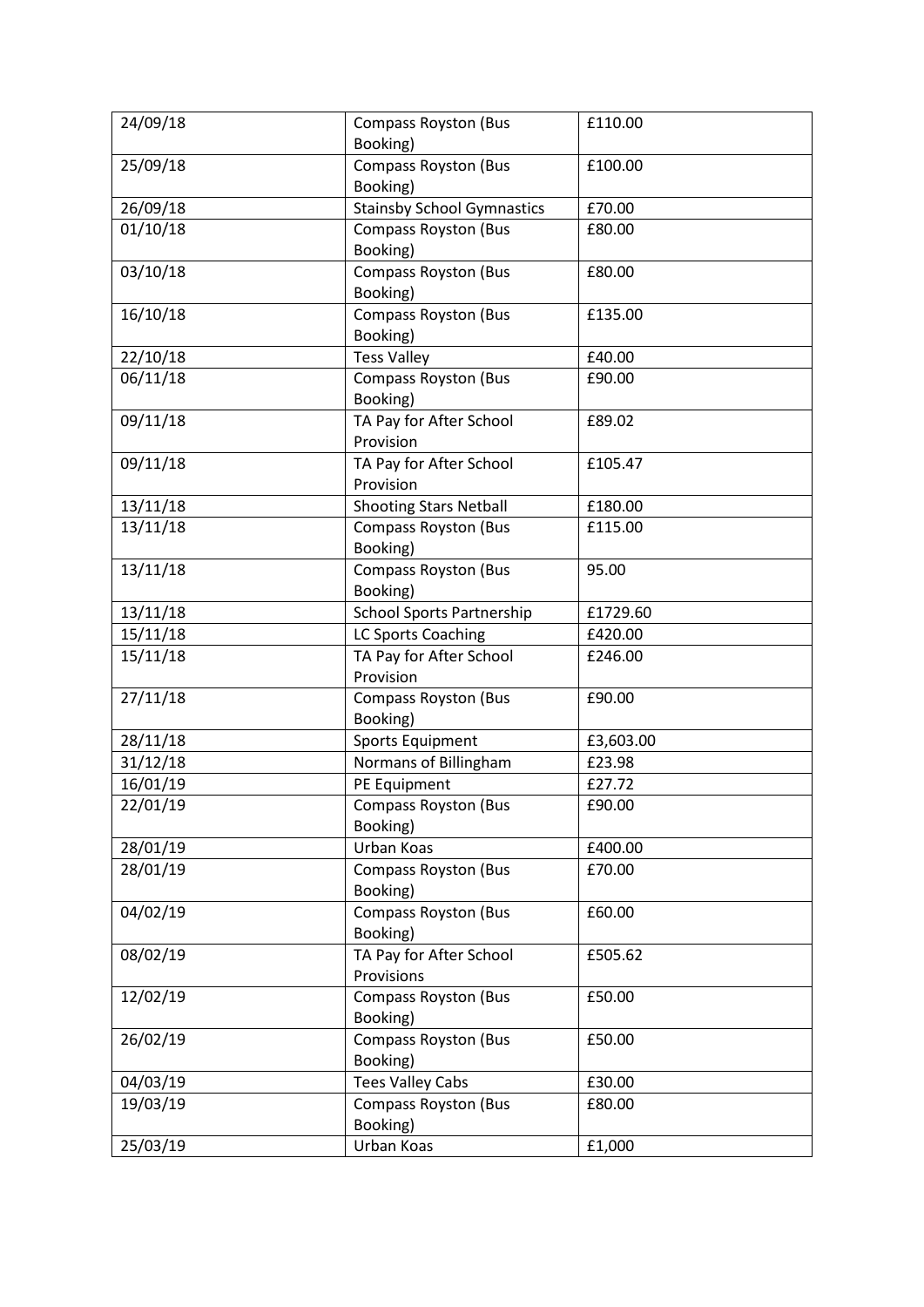| 24/09/18 | Compass Royston (Bus Booking) | £110.00 |
|---|---|---|
| 25/09/18 | Compass Royston (Bus Booking) | £100.00 |
| 26/09/18 | Stainsby School Gymnastics | £70.00 |
| 01/10/18 | Compass Royston (Bus Booking) | £80.00 |
| 03/10/18 | Compass Royston (Bus Booking) | £80.00 |
| 16/10/18 | Compass Royston (Bus Booking) | £135.00 |
| 22/10/18 | Tess Valley | £40.00 |
| 06/11/18 | Compass Royston (Bus Booking) | £90.00 |
| 09/11/18 | TA Pay for After School Provision | £89.02 |
| 09/11/18 | TA Pay for After School Provision | £105.47 |
| 13/11/18 | Shooting Stars Netball | £180.00 |
| 13/11/18 | Compass Royston (Bus Booking) | £115.00 |
| 13/11/18 | Compass Royston (Bus Booking) | 95.00 |
| 13/11/18 | School Sports Partnership | £1729.60 |
| 15/11/18 | LC Sports Coaching | £420.00 |
| 15/11/18 | TA Pay for After School Provision | £246.00 |
| 27/11/18 | Compass Royston (Bus Booking) | £90.00 |
| 28/11/18 | Sports Equipment | £3,603.00 |
| 31/12/18 | Normans of Billingham | £23.98 |
| 16/01/19 | PE Equipment | £27.72 |
| 22/01/19 | Compass Royston (Bus Booking) | £90.00 |
| 28/01/19 | Urban Koas | £400.00 |
| 28/01/19 | Compass Royston (Bus Booking) | £70.00 |
| 04/02/19 | Compass Royston (Bus Booking) | £60.00 |
| 08/02/19 | TA Pay for After School Provisions | £505.62 |
| 12/02/19 | Compass Royston (Bus Booking) | £50.00 |
| 26/02/19 | Compass Royston (Bus Booking) | £50.00 |
| 04/03/19 | Tees Valley Cabs | £30.00 |
| 19/03/19 | Compass Royston (Bus Booking) | £80.00 |
| 25/03/19 | Urban Koas | £1,000 |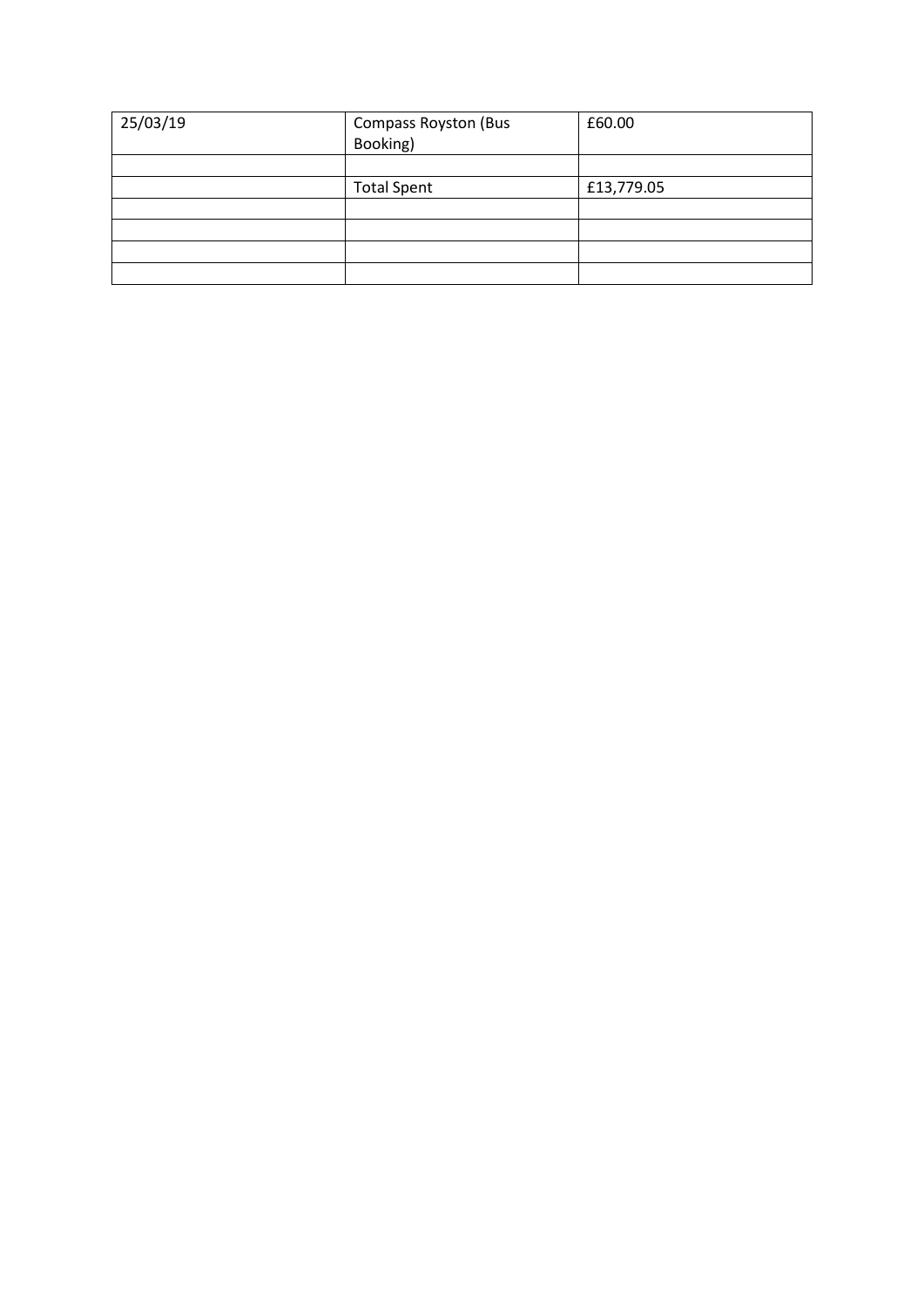| | | |
|---|---|---|
| 25/03/19 | Compass Royston (Bus Booking) | £60.00 |
| | | |
| | Total Spent | £13,779.05 |
| | | |
| | | |
| | | |
| | | |